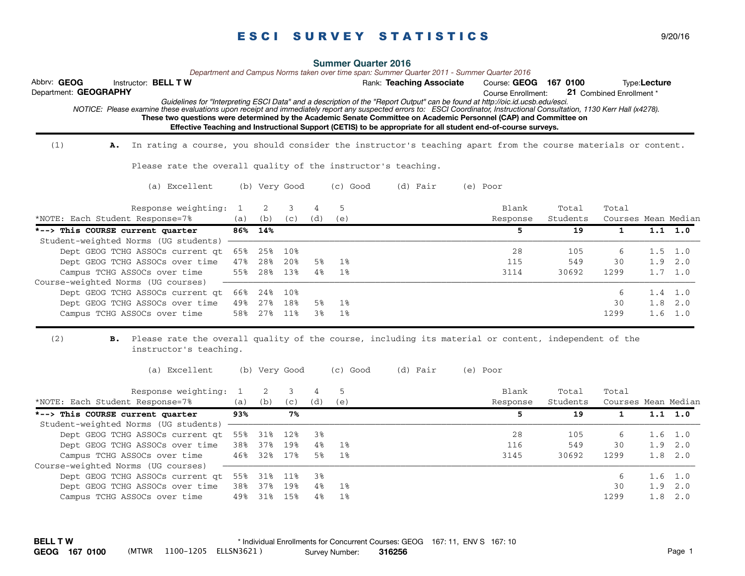# ESCI SURVEY STATISTICS

9/20/16

## Summer Quarter 2016

*Department and Campus Norms taken over time span: Summer Quarter 2011 - Summer Quarter 2016*

Abbrv: **GEOG** Instructor: **BELL T W** Rank: **Teaching Associate** Course: **GEOG 167 0100** Type: **Lecture**

Department: **GEOGRAPHY** Course Enrollment: **21** Combined Enrollment *

*Guidelines for "Interpreting ESCI Data" and a description of the "Report Output" can be found at http://oic.id.ucsb.edu/esci.*

*NOTICE: Please examine these evaluations upon receipt and immediately report any suspected errors to: ESCI Coordinator, Instructional Consultation, 1130 Kerr Hall (x4278).*

**These two questions were determined by the Academic Senate Committee on Academic Personnel (CAP) and Committee on Effective Teaching and Instructional Support (CETIS) to be appropriate for all student end-of-course surveys.**

(1) **A.** In rating a course, you should consider the instructor's teaching apart from the course materials or content.

Please rate the overall quality of the instructor's teaching.

(a) Excellent (b) Very Good (c) Good (d) Fair (e) Poor

| Response weighting: | 1 | 2 | 3 | 4 | 5 | Blank | Total | Total | | |
|---|---|---|---|---|---|---|---|---|---|---|
| *NOTE: Each Student Response=7% | (a) | (b) | (c) | (d) | (e) | Response | Students | Courses | Mean | Median |
| **\*--> This COURSE current quarter** | **86%** | **14%** | | | | **5** | **19** | **1** | **1.1** | **1.0** |
| Student-weighted Norms (UG students) | | | | | | | | | | |
| Dept GEOG TCHG ASSOCs current qt | 65% | 25% | 10% | | | 28 | 105 | 6 | 1.5 | 1.0 |
| Dept GEOG TCHG ASSOCs over time | 47% | 28% | 20% | 5% | 1% | 115 | 549 | 30 | 1.9 | 2.0 |
| Campus TCHG ASSOCs over time | 55% | 28% | 13% | 4% | 1% | 3114 | 30692 | 1299 | 1.7 | 1.0 |
| Course-weighted Norms (UG courses) | | | | | | | | | | |
| Dept GEOG TCHG ASSOCs current qt | 66% | 24% | 10% | | | | | 6 | 1.4 | 1.0 |
| Dept GEOG TCHG ASSOCs over time | 49% | 27% | 18% | 5% | 1% | | | 30 | 1.8 | 2.0 |
| Campus TCHG ASSOCs over time | 58% | 27% | 11% | 3% | 1% | | | 1299 | 1.6 | 1.0 |

(2) **B.** Please rate the overall quality of the course, including its material or content, independent of the instructor's teaching.

(a) Excellent (b) Very Good (c) Good (d) Fair (e) Poor

| Response weighting: | 1 | 2 | 3 | 4 | 5 | Blank | Total | Total | | |
|---|---|---|---|---|---|---|---|---|---|---|
| *NOTE: Each Student Response=7% | (a) | (b) | (c) | (d) | (e) | Response | Students | Courses | Mean | Median |
| **\*--> This COURSE current quarter** | **93%** | | **7%** | | | **5** | **19** | **1** | **1.1** | **1.0** |
| Student-weighted Norms (UG students) | | | | | | | | | | |
| Dept GEOG TCHG ASSOCs current qt | 55% | 31% | 12% | 3% | | 28 | 105 | 6 | 1.6 | 1.0 |
| Dept GEOG TCHG ASSOCs over time | 38% | 37% | 19% | 4% | 1% | 116 | 549 | 30 | 1.9 | 2.0 |
| Campus TCHG ASSOCs over time | 46% | 32% | 17% | 5% | 1% | 3145 | 30692 | 1299 | 1.8 | 2.0 |
| Course-weighted Norms (UG courses) | | | | | | | | | | |
| Dept GEOG TCHG ASSOCs current qt | 55% | 31% | 11% | 3% | | | | 6 | 1.6 | 1.0 |
| Dept GEOG TCHG ASSOCs over time | 38% | 37% | 19% | 4% | 1% | | | 30 | 1.9 | 2.0 |
| Campus TCHG ASSOCs over time | 49% | 31% | 15% | 4% | 1% | | | 1299 | 1.8 | 2.0 |

**BELL T W**
**GEOG 167 0100** (MTWR 1100-1205 ELLSN3621)

\* Individual Enrollments for Concurrent Courses: GEOG 167: 11, ENV S 167: 10

Survey Number: **316256**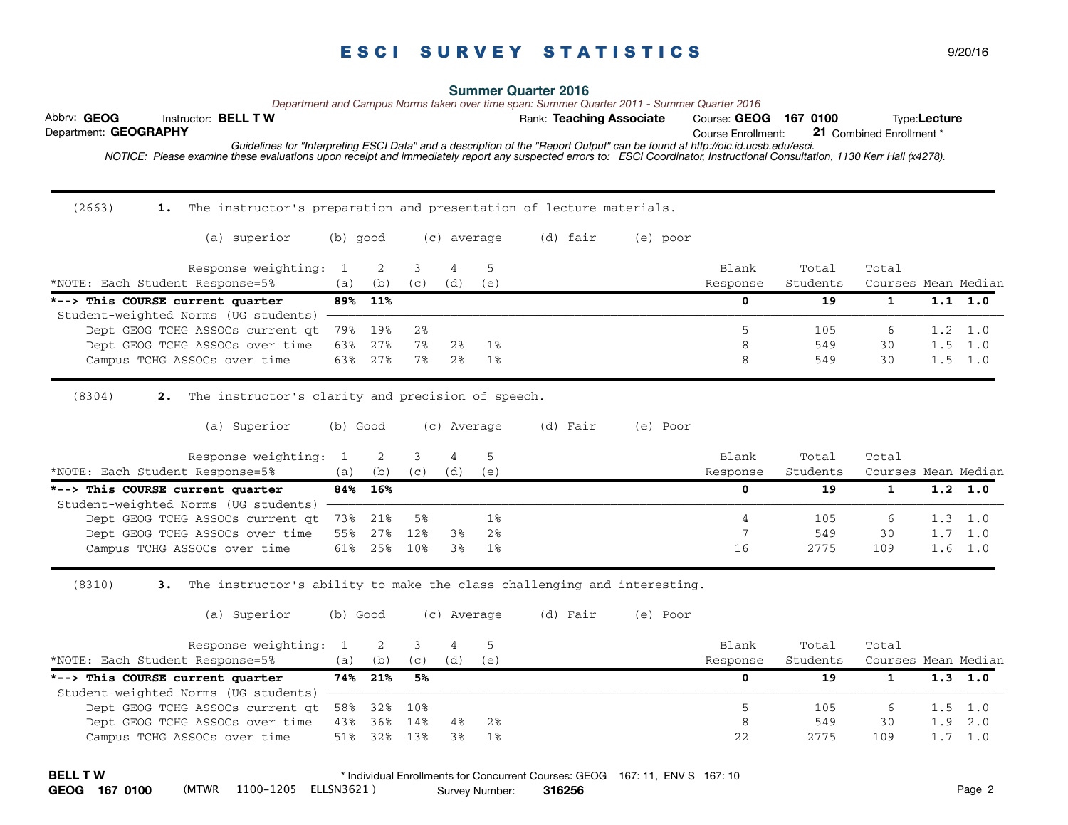# ESCI SURVEY STATISTICS

9/20/16

## Summer Quarter 2016

*Department and Campus Norms taken over time span: Summer Quarter 2011 - Summer Quarter 2016*

Abbrv: **GEOG** Instructor: **BELL T W** Rank: **Teaching Associate** Course: **GEOG 167 0100** Type: **Lecture**

Department: **GEOGRAPHY** Course Enrollment: **21** Combined Enrollment *

*Guidelines for "Interpreting ESCI Data" and a description of the "Report Output" can be found at http://oic.id.ucsb.edu/esci.*

*NOTICE: Please examine these evaluations upon receipt and immediately report any suspected errors to: ESCI Coordinator, Instructional Consultation, 1130 Kerr Hall (x4278).*

---

(2663) **1.** The instructor's preparation and presentation of lecture materials.

(a) superior (b) good (c) average (d) fair (e) poor

| Response weighting: *NOTE: Each Student Response=5% | 1 (a) | 2 (b) | 3 (c) | 4 (d) | 5 (e) | Blank Response | Total Students | Total Courses | Mean | Median |
|---|---|---|---|---|---|---|---|---|---|---|
| **\*--> This COURSE current quarter** | **89%** | **11%** | | | | **0** | **19** | **1** | **1.1** | **1.0** |
| Student-weighted Norms (UG students) | | | | | | | | | | |
| Dept GEOG TCHG ASSOCs current qt | 79% | 19% | 2% | | | 5 | 105 | 6 | 1.2 | 1.0 |
| Dept GEOG TCHG ASSOCs over time | 63% | 27% | 7% | 2% | 1% | 8 | 549 | 30 | 1.5 | 1.0 |
| Campus TCHG ASSOCs over time | 63% | 27% | 7% | 2% | 1% | 8 | 549 | 30 | 1.5 | 1.0 |

(8304) **2.** The instructor's clarity and precision of speech.

(a) Superior (b) Good (c) Average (d) Fair (e) Poor

| Response weighting: *NOTE: Each Student Response=5% | 1 (a) | 2 (b) | 3 (c) | 4 (d) | 5 (e) | Blank Response | Total Students | Total Courses | Mean | Median |
|---|---|---|---|---|---|---|---|---|---|---|
| **\*--> This COURSE current quarter** | **84%** | **16%** | | | | **0** | **19** | **1** | **1.2** | **1.0** |
| Student-weighted Norms (UG students) | | | | | | | | | | |
| Dept GEOG TCHG ASSOCs current qt | 73% | 21% | 5% | | 1% | 4 | 105 | 6 | 1.3 | 1.0 |
| Dept GEOG TCHG ASSOCs over time | 55% | 27% | 12% | 3% | 2% | 7 | 549 | 30 | 1.7 | 1.0 |
| Campus TCHG ASSOCs over time | 61% | 25% | 10% | 3% | 1% | 16 | 2775 | 109 | 1.6 | 1.0 |

(8310) **3.** The instructor's ability to make the class challenging and interesting.

(a) Superior (b) Good (c) Average (d) Fair (e) Poor

| Response weighting: *NOTE: Each Student Response=5% | 1 (a) | 2 (b) | 3 (c) | 4 (d) | 5 (e) | Blank Response | Total Students | Total Courses | Mean | Median |
|---|---|---|---|---|---|---|---|---|---|---|
| **\*--> This COURSE current quarter** | **74%** | **21%** | **5%** | | | **0** | **19** | **1** | **1.3** | **1.0** |
| Student-weighted Norms (UG students) | | | | | | | | | | |
| Dept GEOG TCHG ASSOCs current qt | 58% | 32% | 10% | | | 5 | 105 | 6 | 1.5 | 1.0 |
| Dept GEOG TCHG ASSOCs over time | 43% | 36% | 14% | 4% | 2% | 8 | 549 | 30 | 1.9 | 2.0 |
| Campus TCHG ASSOCs over time | 51% | 32% | 13% | 3% | 1% | 22 | 2775 | 109 | 1.7 | 1.0 |

**BELL T W**
**GEOG 167 0100** (MTWR 1100-1205 ELLSN3621) Survey Number: **316256**

\* Individual Enrollments for Concurrent Courses: GEOG 167: 11, ENV S 167: 10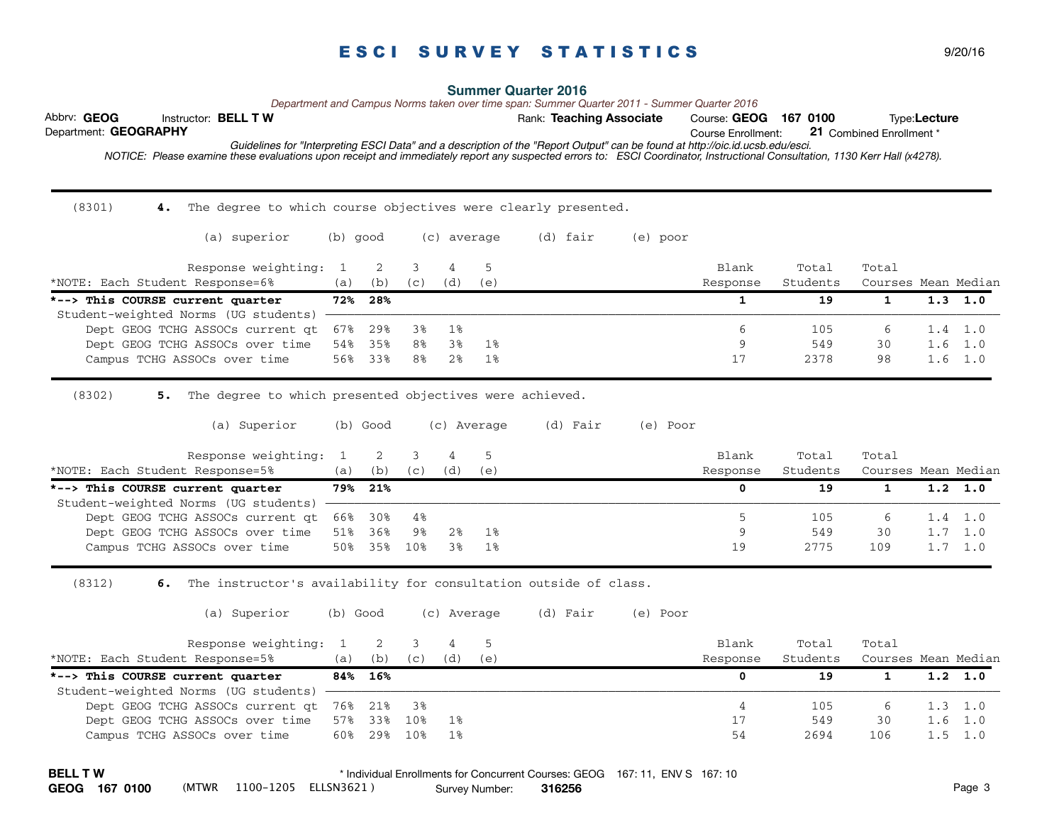# ESCI SURVEY STATISTICS

9/20/16

**Summer Quarter 2016**

*Department and Campus Norms taken over time span: Summer Quarter 2011 - Summer Quarter 2016*

Abbrv: **GEOG** Instructor: **BELL T W** Rank: **Teaching Associate** Course: **GEOG 167 0100** Type: **Lecture**

Department: **GEOGRAPHY** Course Enrollment: **21** Combined Enrollment *

*Guidelines for "Interpreting ESCI Data" and a description of the "Report Output" can be found at http://oic.id.ucsb.edu/esci.*

*NOTICE: Please examine these evaluations upon receipt and immediately report any suspected errors to: ESCI Coordinator, Instructional Consultation, 1130 Kerr Hall (x4278).*

---

(8301) **4.** The degree to which course objectives were clearly presented.

(a) superior (b) good (c) average (d) fair (e) poor

| Response weighting: | 1 (a) | 2 (b) | 3 (c) | 4 (d) | 5 (e) | Blank Response | Total Students | Total Courses | Mean | Median |
|---|---|---|---|---|---|---|---|---|---|---|
| *NOTE: Each Student Response=6% | | | | | | | | | | |
| ***--> This COURSE current quarter** | **72%** | **28%** | | | | **1** | **19** | **1** | **1.3** | **1.0** |
| Student-weighted Norms (UG students) | | | | | | | | | | |
| Dept GEOG TCHG ASSOCs current qt | 67% | 29% | 3% | 1% | | 6 | 105 | 6 | 1.4 | 1.0 |
| Dept GEOG TCHG ASSOCs over time | 54% | 35% | 8% | 3% | 1% | 9 | 549 | 30 | 1.6 | 1.0 |
| Campus TCHG ASSOCs over time | 56% | 33% | 8% | 2% | 1% | 17 | 2378 | 98 | 1.6 | 1.0 |

---

(8302) **5.** The degree to which presented objectives were achieved.

(a) Superior (b) Good (c) Average (d) Fair (e) Poor

| Response weighting: | 1 (a) | 2 (b) | 3 (c) | 4 (d) | 5 (e) | Blank Response | Total Students | Total Courses | Mean | Median |
|---|---|---|---|---|---|---|---|---|---|---|
| *NOTE: Each Student Response=5% | | | | | | | | | | |
| ***--> This COURSE current quarter** | **79%** | **21%** | | | | **0** | **19** | **1** | **1.2** | **1.0** |
| Student-weighted Norms (UG students) | | | | | | | | | | |
| Dept GEOG TCHG ASSOCs current qt | 66% | 30% | 4% | | | 5 | 105 | 6 | 1.4 | 1.0 |
| Dept GEOG TCHG ASSOCs over time | 51% | 36% | 9% | 2% | 1% | 9 | 549 | 30 | 1.7 | 1.0 |
| Campus TCHG ASSOCs over time | 50% | 35% | 10% | 3% | 1% | 19 | 2775 | 109 | 1.7 | 1.0 |

---

(8312) **6.** The instructor's availability for consultation outside of class.

(a) Superior (b) Good (c) Average (d) Fair (e) Poor

| Response weighting: | 1 (a) | 2 (b) | 3 (c) | 4 (d) | 5 (e) | Blank Response | Total Students | Total Courses | Mean | Median |
|---|---|---|---|---|---|---|---|---|---|---|
| *NOTE: Each Student Response=5% | | | | | | | | | | |
| ***--> This COURSE current quarter** | **84%** | **16%** | | | | **0** | **19** | **1** | **1.2** | **1.0** |
| Student-weighted Norms (UG students) | | | | | | | | | | |
| Dept GEOG TCHG ASSOCs current qt | 76% | 21% | 3% | | | 4 | 105 | 6 | 1.3 | 1.0 |
| Dept GEOG TCHG ASSOCs over time | 57% | 33% | 10% | 1% | | 17 | 549 | 30 | 1.6 | 1.0 |
| Campus TCHG ASSOCs over time | 60% | 29% | 10% | 1% | | 54 | 2694 | 106 | 1.5 | 1.0 |

**BELL T W** * Individual Enrollments for Concurrent Courses: GEOG 167: 11, ENV S 167: 10

**GEOG 167 0100** (MTWR 1100-1205 ELLSN3621) Survey Number: **316256**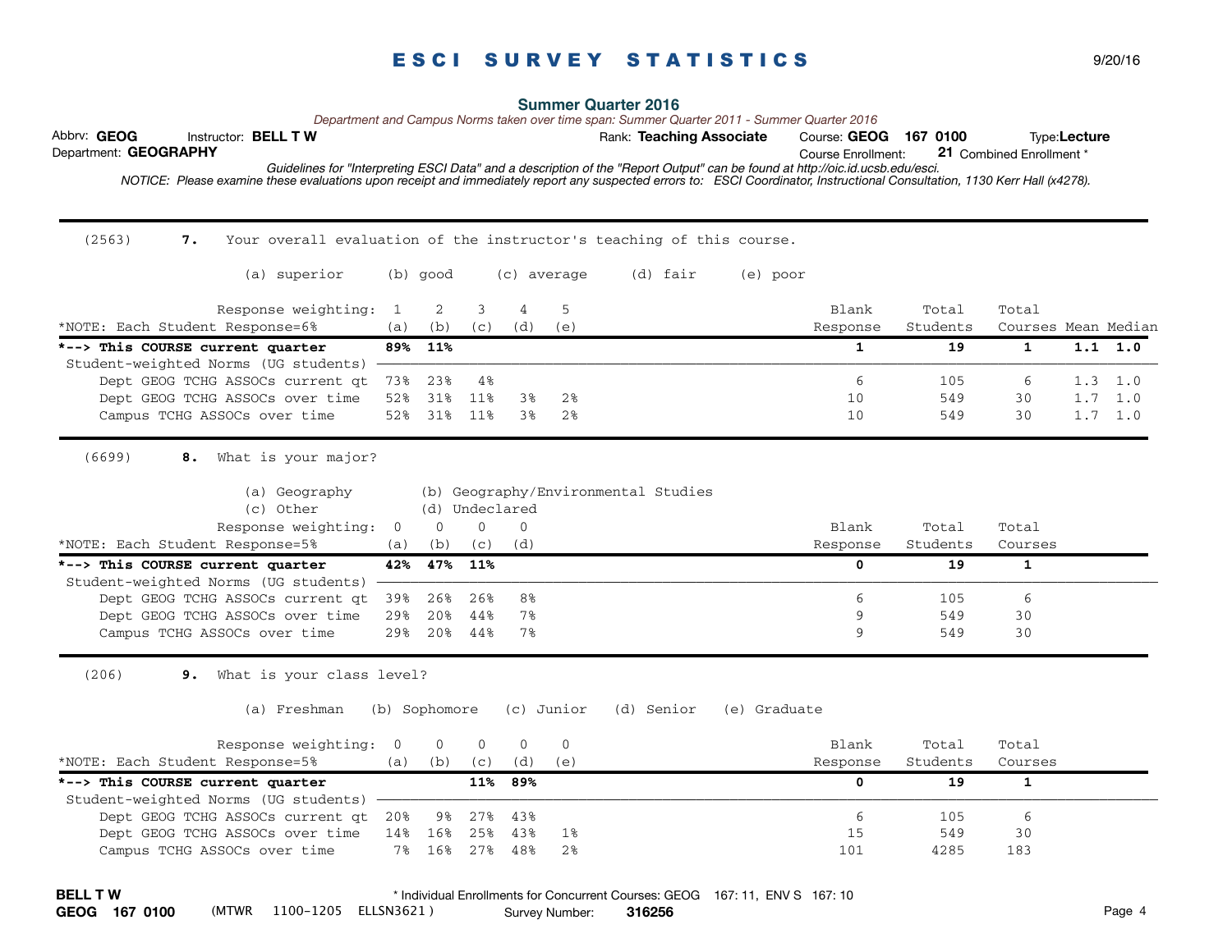# E S C I   S U R V E Y   S T A T I S T I C S

9/20/16

**Summer Quarter 2016**

*Department and Campus Norms taken over time span: Summer Quarter 2011 - Summer Quarter 2016*

Abbrv: **GEOG** Instructor: **BELL T W** Rank: **Teaching Associate** Course: **GEOG 167 0100** Type:**Lecture**

Department: **GEOGRAPHY** Course Enrollment: **21** Combined Enrollment *

*Guidelines for "Interpreting ESCI Data" and a description of the "Report Output" can be found at http://oic.id.ucsb.edu/esci.*

*NOTICE: Please examine these evaluations upon receipt and immediately report any suspected errors to: ESCI Coordinator, Instructional Consultation, 1130 Kerr Hall (x4278).*

---

(2563) **7.** Your overall evaluation of the instructor's teaching of this course.

(a) superior (b) good (c) average (d) fair (e) poor

| Response weighting: | 1 | 2 | 3 | 4 | 5 | Blank | Total | Total | | |
|---|---|---|---|---|---|---|---|---|---|---|
| *NOTE: Each Student Response=6% | (a) | (b) | (c) | (d) | (e) | Response | Students | Courses | Mean | Median |
| ***--> This COURSE current quarter** | **89%** | **11%** | | | | **1** | **19** | **1** | **1.1** | **1.0** |
| Student-weighted Norms (UG students) | | | | | | | | | | |
| Dept GEOG TCHG ASSOCs current qt | 73% | 23% | 4% | | | 6 | 105 | 6 | 1.3 | 1.0 |
| Dept GEOG TCHG ASSOCs over time | 52% | 31% | 11% | 3% | 2% | 10 | 549 | 30 | 1.7 | 1.0 |
| Campus TCHG ASSOCs over time | 52% | 31% | 11% | 3% | 2% | 10 | 549 | 30 | 1.7 | 1.0 |

(6699) **8.** What is your major?

(a) Geography (b) Geography/Environmental Studies
(c) Other (d) Undeclared

| Response weighting: | 0 | 0 | 0 | 0 | Blank | Total | Total |
|---|---|---|---|---|---|---|---|
| *NOTE: Each Student Response=5% | (a) | (b) | (c) | (d) | Response | Students | Courses |
| ***--> This COURSE current quarter** | **42%** | **47%** | **11%** | | **0** | **19** | **1** |
| Student-weighted Norms (UG students) | | | | | | | |
| Dept GEOG TCHG ASSOCs current qt | 39% | 26% | 26% | 8% | 6 | 105 | 6 |
| Dept GEOG TCHG ASSOCs over time | 29% | 20% | 44% | 7% | 9 | 549 | 30 |
| Campus TCHG ASSOCs over time | 29% | 20% | 44% | 7% | 9 | 549 | 30 |

(206) **9.** What is your class level?

(a) Freshman (b) Sophomore (c) Junior (d) Senior (e) Graduate

| Response weighting: | 0 | 0 | 0 | 0 | 0 | Blank | Total | Total |
|---|---|---|---|---|---|---|---|---|
| *NOTE: Each Student Response=5% | (a) | (b) | (c) | (d) | (e) | Response | Students | Courses |
| ***--> This COURSE current quarter** | | | **11%** | **89%** | | **0** | **19** | **1** |
| Student-weighted Norms (UG students) | | | | | | | | |
| Dept GEOG TCHG ASSOCs current qt | 20% | 9% | 27% | 43% | | 6 | 105 | 6 |
| Dept GEOG TCHG ASSOCs over time | 14% | 16% | 25% | 43% | 1% | 15 | 549 | 30 |
| Campus TCHG ASSOCs over time | 7% | 16% | 27% | 48% | 2% | 101 | 4285 | 183 |

**BELL T W**
**GEOG 167 0100** (MTWR 1100-1205 ELLSN3621) Survey Number: **316256**

* Individual Enrollments for Concurrent Courses: GEOG 167: 11, ENV S 167: 10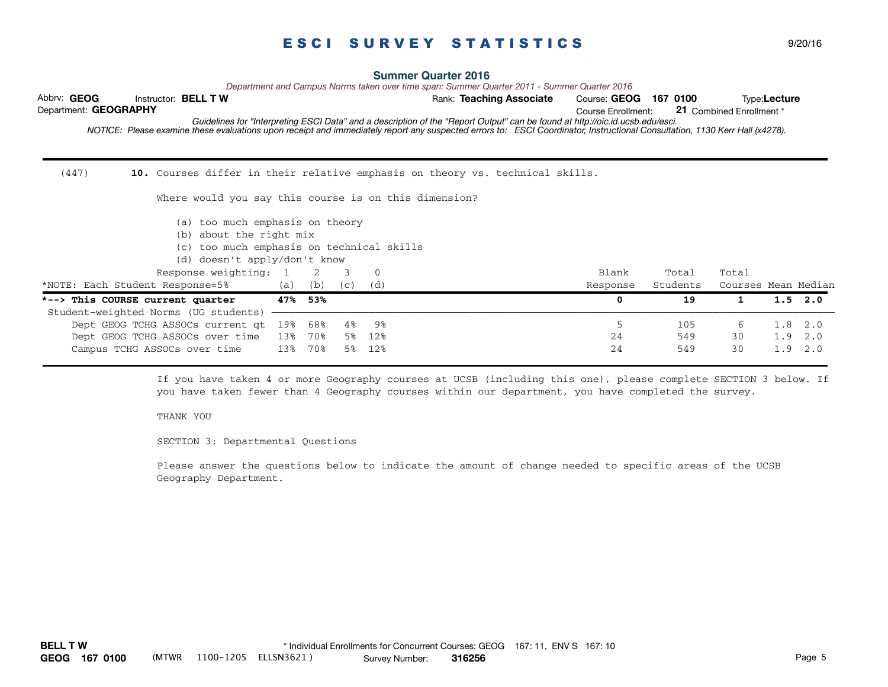# ESCI SURVEY STATISTICS

9/20/16

**Summer Quarter 2016**

*Department and Campus Norms taken over time span: Summer Quarter 2011 - Summer Quarter 2016*

Abbrv: **GEOG** Instructor: **BELL T W** Rank: **Teaching Associate** Course: **GEOG 167 0100** Type: **Lecture**

Department: **GEOGRAPHY** Course Enrollment: **21** Combined Enrollment *

*Guidelines for "Interpreting ESCI Data" and a description of the "Report Output" can be found at http://oic.id.ucsb.edu/esci.*

*NOTICE: Please examine these evaluations upon receipt and immediately report any suspected errors to: ESCI Coordinator, Instructional Consultation, 1130 Kerr Hall (x4278).*

---

(447) **10.** Courses differ in their relative emphasis on theory vs. technical skills.

Where would you say this course is on this dimension?

(a) too much emphasis on theory
(b) about the right mix
(c) too much emphasis on technical skills
(d) doesn't apply/don't know

| Response weighting: | 1 | 2 | 3 | 0 | | | | | |
|---|---|---|---|---|---|---|---|---|---|
| *NOTE: Each Student Response=5% | (a) | (b) | (c) | (d) | Blank Response | Total Students | Total Courses | Mean | Median |
| **\*--> This COURSE current quarter** | **47%** | **53%** | | | **0** | **19** | **1** | **1.5** | **2.0** |
| Student-weighted Norms (UG students) | | | | | | | | | |
| Dept GEOG TCHG ASSOCs current qt | 19% | 68% | 4% | 9% | 5 | 105 | 6 | 1.8 | 2.0 |
| Dept GEOG TCHG ASSOCs over time | 13% | 70% | 5% | 12% | 24 | 549 | 30 | 1.9 | 2.0 |
| Campus TCHG ASSOCs over time | 13% | 70% | 5% | 12% | 24 | 549 | 30 | 1.9 | 2.0 |

---

If you have taken 4 or more Geography courses at UCSB (including this one), please complete SECTION 3 below. If you have taken fewer than 4 Geography courses within our department, you have completed the survey.

THANK YOU

SECTION 3: Departmental Questions

Please answer the questions below to indicate the amount of change needed to specific areas of the UCSB Geography Department.

**BELL T W**
**GEOG 167 0100** (MTWR 1100-1205 ELLSN3621) * Individual Enrollments for Concurrent Courses: GEOG 167: 11, ENV S 167: 10 Survey Number: **316256**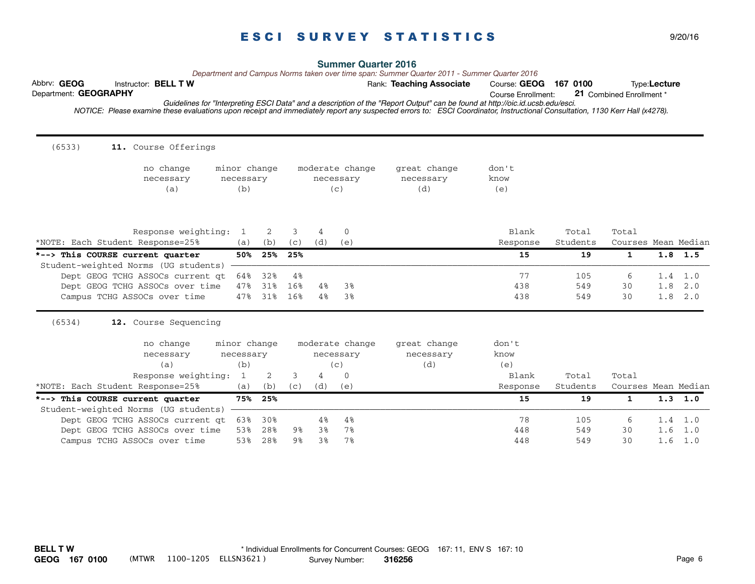# ESCI SURVEY STATISTICS

9/20/16

**Summer Quarter 2016**

*Department and Campus Norms taken over time span: Summer Quarter 2011 - Summer Quarter 2016*

Abbrv: **GEOG** Instructor: **BELL T W** Rank: **Teaching Associate** Course: **GEOG 167 0100** Type: **Lecture**

Department: **GEOGRAPHY** Course Enrollment: **21** Combined Enrollment *

*Guidelines for "Interpreting ESCI Data" and a description of the "Report Output" can be found at http://oic.id.ucsb.edu/esci.*

*NOTICE: Please examine these evaluations upon receipt and immediately report any suspected errors to: ESCI Coordinator, Instructional Consultation, 1130 Kerr Hall (x4278).*

---

(6533) **11.** Course Offerings

no change necessary (a) | minor change necessary (b) | moderate change necessary (c) | great change necessary (d) | don't know (e)

| Response weighting: | 1 | 2 | 3 | 4 | 0 | | | | | |
|---|---|---|---|---|---|---|---|---|---|---|
| *NOTE: Each Student Response=25% | (a) | (b) | (c) | (d) | (e) | Blank Response | Total Students | Total Courses | Mean | Median |
| ***--> This COURSE current quarter** | **50%** | **25%** | **25%** | | | **15** | **19** | **1** | **1.8** | **1.5** |
| Student-weighted Norms (UG students) | | | | | | | | | | |
| Dept GEOG TCHG ASSOCs current qt | 64% | 32% | 4% | | | 77 | 105 | 6 | 1.4 | 1.0 |
| Dept GEOG TCHG ASSOCs over time | 47% | 31% | 16% | 4% | 3% | 438 | 549 | 30 | 1.8 | 2.0 |
| Campus TCHG ASSOCs over time | 47% | 31% | 16% | 4% | 3% | 438 | 549 | 30 | 1.8 | 2.0 |

(6534) **12.** Course Sequencing

no change necessary (a) | minor change necessary (b) | moderate change necessary (c) | great change necessary (d) | don't know (e)

| Response weighting: | 1 | 2 | 3 | 4 | 0 | | | | | |
|---|---|---|---|---|---|---|---|---|---|---|
| *NOTE: Each Student Response=25% | (a) | (b) | (c) | (d) | (e) | Blank Response | Total Students | Total Courses | Mean | Median |
| ***--> This COURSE current quarter** | **75%** | **25%** | | | | **15** | **19** | **1** | **1.3** | **1.0** |
| Student-weighted Norms (UG students) | | | | | | | | | | |
| Dept GEOG TCHG ASSOCs current qt | 63% | 30% | | 4% | 4% | 78 | 105 | 6 | 1.4 | 1.0 |
| Dept GEOG TCHG ASSOCs over time | 53% | 28% | 9% | 3% | 7% | 448 | 549 | 30 | 1.6 | 1.0 |
| Campus TCHG ASSOCs over time | 53% | 28% | 9% | 3% | 7% | 448 | 549 | 30 | 1.6 | 1.0 |

**BELL T W**
**GEOG 167 0100** (MTWR 1100-1205 ELLSN3621) * Individual Enrollments for Concurrent Courses: GEOG 167: 11, ENV S 167: 10
Survey Number: **316256**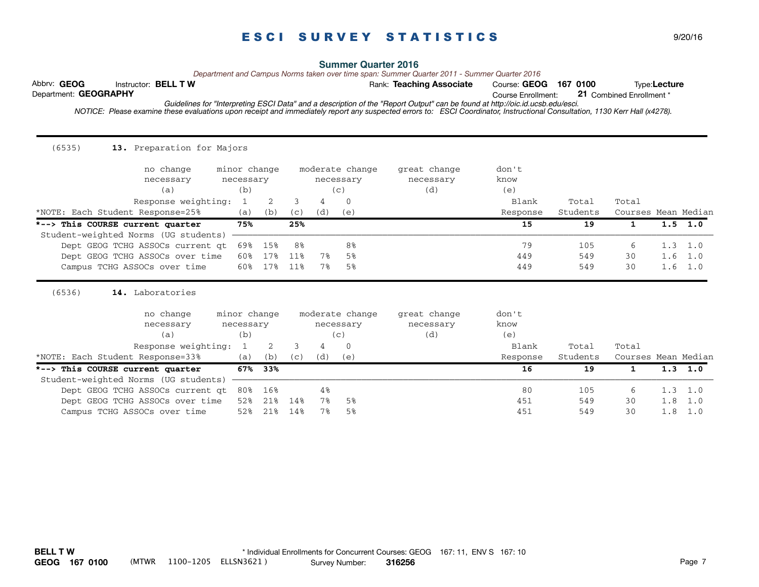# ESCI SURVEY STATISTICS

9/20/16

**Summer Quarter 2016**

*Department and Campus Norms taken over time span: Summer Quarter 2011 - Summer Quarter 2016*

Abbrv: **GEOG** Instructor: **BELL T W** Rank: **Teaching Associate** Course: **GEOG 167 0100** Type: **Lecture**

Department: **GEOGRAPHY** Course Enrollment: **21** Combined Enrollment *

*Guidelines for "Interpreting ESCI Data" and a description of the "Report Output" can be found at http://oic.id.ucsb.edu/esci.*

*NOTICE: Please examine these evaluations upon receipt and immediately report any suspected errors to: ESCI Coordinator, Instructional Consultation, 1130 Kerr Hall (x4278).*

---

(6535) **13.** Preparation for Majors

no change necessary (a) | minor change necessary (b) | moderate change necessary (c) | great change necessary (d) | don't know (e)

| Response weighting: | 1 | 2 | 3 | 4 | 0 | Blank | Total | Total | | |
|---|---|---|---|---|---|---|---|---|---|---|
| *NOTE: Each Student Response=25% | (a) | (b) | (c) | (d) | (e) | Response | Students | Courses | Mean | Median |
| **\*--> This COURSE current quarter** | **75%** | | **25%** | | | **15** | **19** | **1** | **1.5** | **1.0** |
| Student-weighted Norms (UG students) | | | | | | | | | | |
| Dept GEOG TCHG ASSOCs current qt | 69% | 15% | 8% | | 8% | 79 | 105 | 6 | 1.3 | 1.0 |
| Dept GEOG TCHG ASSOCs over time | 60% | 17% | 11% | 7% | 5% | 449 | 549 | 30 | 1.6 | 1.0 |
| Campus TCHG ASSOCs over time | 60% | 17% | 11% | 7% | 5% | 449 | 549 | 30 | 1.6 | 1.0 |

---

(6536) **14.** Laboratories

no change necessary (a) | minor change necessary (b) | moderate change necessary (c) | great change necessary (d) | don't know (e)

| Response weighting: | 1 | 2 | 3 | 4 | 0 | Blank | Total | Total | | |
|---|---|---|---|---|---|---|---|---|---|---|
| *NOTE: Each Student Response=33% | (a) | (b) | (c) | (d) | (e) | Response | Students | Courses | Mean | Median |
| **\*--> This COURSE current quarter** | **67%** | **33%** | | | | **16** | **19** | **1** | **1.3** | **1.0** |
| Student-weighted Norms (UG students) | | | | | | | | | | |
| Dept GEOG TCHG ASSOCs current qt | 80% | 16% | | 4% | | 80 | 105 | 6 | 1.3 | 1.0 |
| Dept GEOG TCHG ASSOCs over time | 52% | 21% | 14% | 7% | 5% | 451 | 549 | 30 | 1.8 | 1.0 |
| Campus TCHG ASSOCs over time | 52% | 21% | 14% | 7% | 5% | 451 | 549 | 30 | 1.8 | 1.0 |

---

**BELL T W**
**GEOG 167 0100** (MTWR 1100-1205 ELLSN3621) * Individual Enrollments for Concurrent Courses: GEOG 167: 11, ENV S 167: 10 Survey Number: **316256**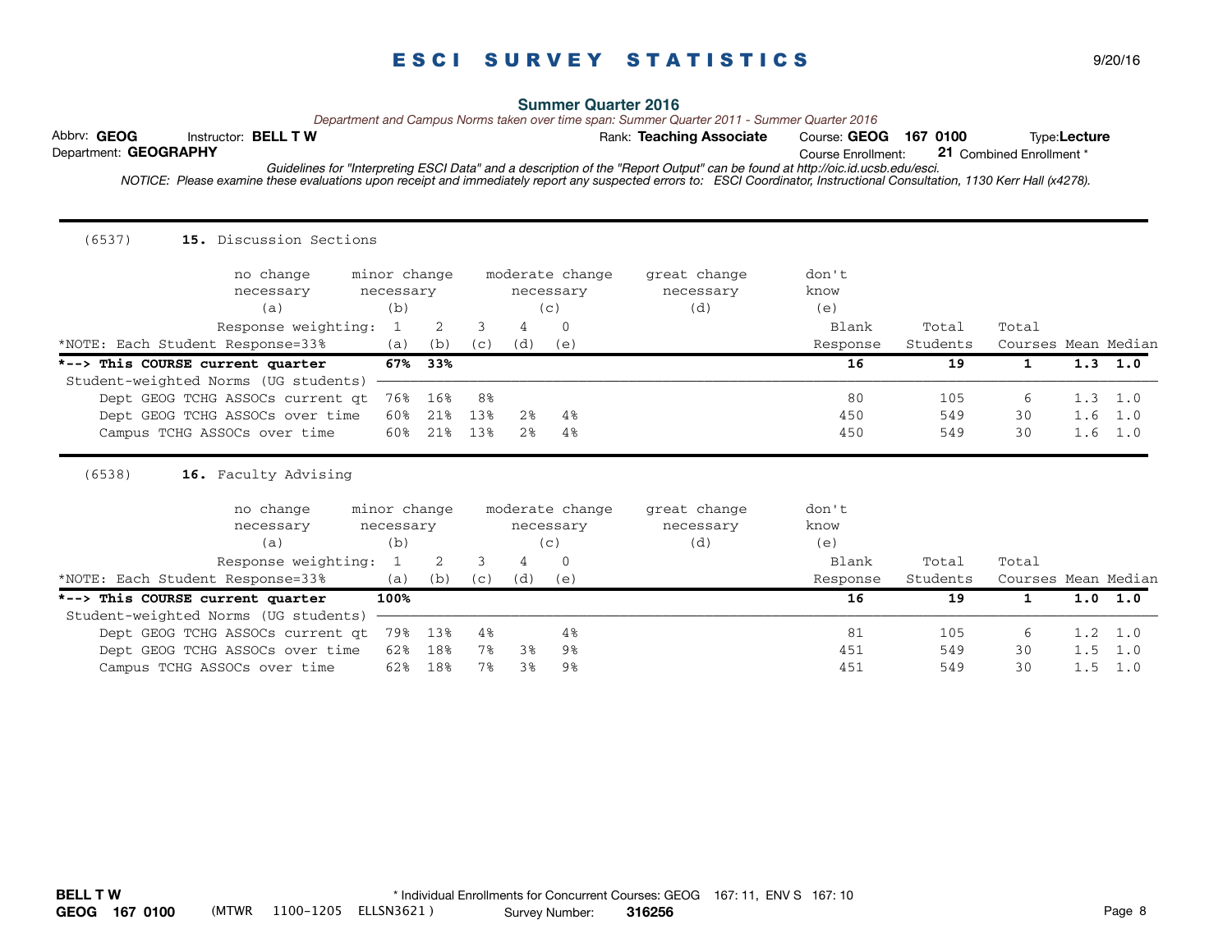# ESCI SURVEY STATISTICS

9/20/16

**Summer Quarter 2016**

*Department and Campus Norms taken over time span: Summer Quarter 2011 - Summer Quarter 2016*

Abbrv: **GEOG** Instructor: **BELL T W** Rank: **Teaching Associate** Course: **GEOG 167 0100** Type: **Lecture**

Department: **GEOGRAPHY** Course Enrollment: **21** Combined Enrollment *

*Guidelines for "Interpreting ESCI Data" and a description of the "Report Output" can be found at http://oic.id.ucsb.edu/esci.*

*NOTICE: Please examine these evaluations upon receipt and immediately report any suspected errors to: ESCI Coordinator, Instructional Consultation, 1130 Kerr Hall (x4278).*

---

(6537) **15.** Discussion Sections

no change necessary (a) | minor change necessary (b) | moderate change necessary (c) | great change necessary (d) | don't know (e)

| Response weighting: | 1 | 2 | 3 | 4 | 0 | | | | | |
|---|---|---|---|---|---|---|---|---|---|---|
| *NOTE: Each Student Response=33% | (a) | (b) | (c) | (d) | (e) | Blank Response | Total Students | Total Courses | Mean | Median |
| ***--> This COURSE current quarter** | **67%** | **33%** | | | | **16** | **19** | **1** | **1.3** | **1.0** |
| Student-weighted Norms (UG students) | | | | | | | | | | |
| Dept GEOG TCHG ASSOCs current qt | 76% | 16% | 8% | | | 80 | 105 | 6 | 1.3 | 1.0 |
| Dept GEOG TCHG ASSOCs over time | 60% | 21% | 13% | 2% | 4% | 450 | 549 | 30 | 1.6 | 1.0 |
| Campus TCHG ASSOCs over time | 60% | 21% | 13% | 2% | 4% | 450 | 549 | 30 | 1.6 | 1.0 |

---

(6538) **16.** Faculty Advising

no change necessary (a) | minor change necessary (b) | moderate change necessary (c) | great change necessary (d) | don't know (e)

| Response weighting: | 1 | 2 | 3 | 4 | 0 | | | | | |
|---|---|---|---|---|---|---|---|---|---|---|
| *NOTE: Each Student Response=33% | (a) | (b) | (c) | (d) | (e) | Blank Response | Total Students | Total Courses | Mean | Median |
| ***--> This COURSE current quarter** | **100%** | | | | | **16** | **19** | **1** | **1.0** | **1.0** |
| Student-weighted Norms (UG students) | | | | | | | | | | |
| Dept GEOG TCHG ASSOCs current qt | 79% | 13% | 4% | | 4% | 81 | 105 | 6 | 1.2 | 1.0 |
| Dept GEOG TCHG ASSOCs over time | 62% | 18% | 7% | 3% | 9% | 451 | 549 | 30 | 1.5 | 1.0 |
| Campus TCHG ASSOCs over time | 62% | 18% | 7% | 3% | 9% | 451 | 549 | 30 | 1.5 | 1.0 |

**BELL T W**
**GEOG 167 0100** (MTWR 1100-1205 ELLSN3621) * Individual Enrollments for Concurrent Courses: GEOG 167: 11, ENV S 167: 10 Survey Number: **316256**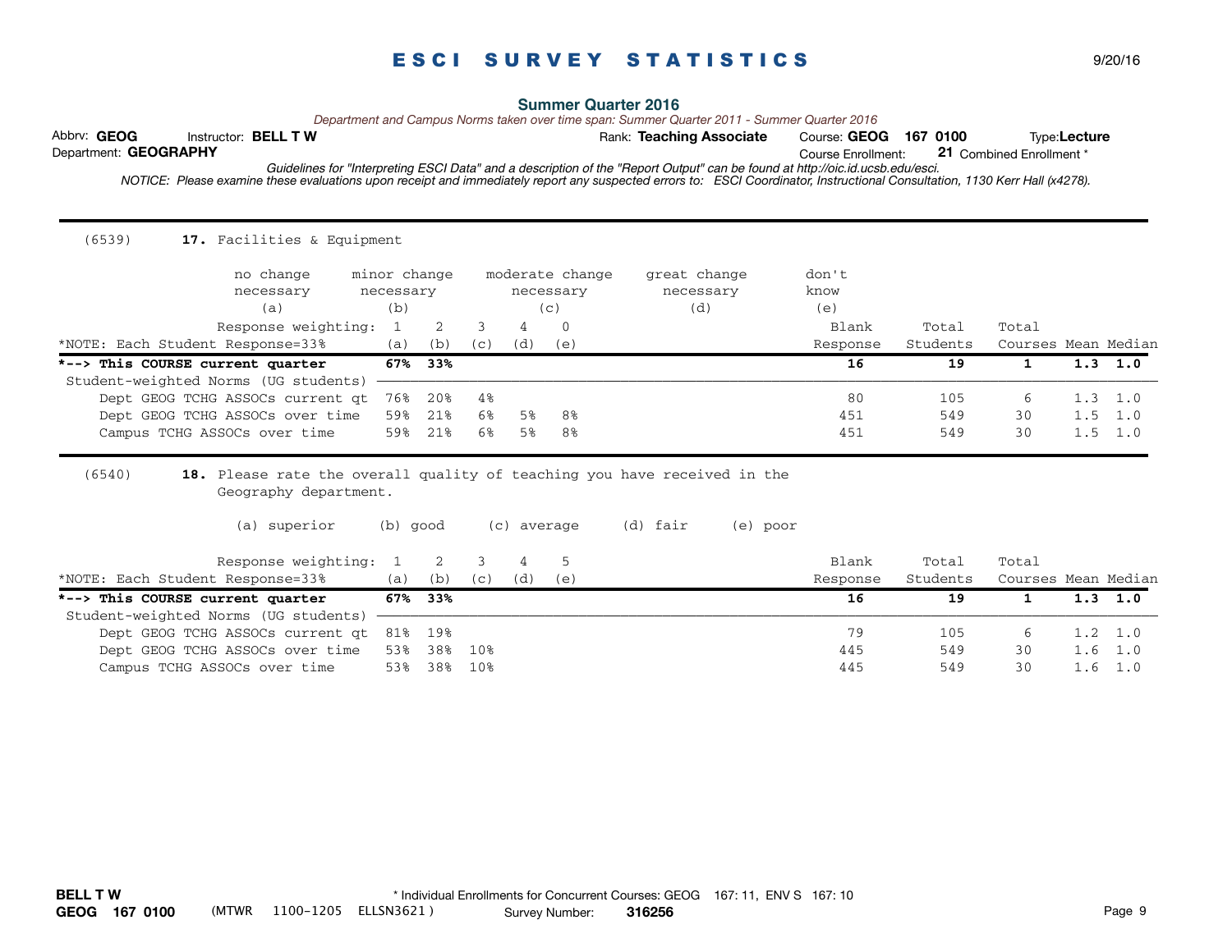# ESCI SURVEY STATISTICS

9/20/16

**Summer Quarter 2016**

*Department and Campus Norms taken over time span: Summer Quarter 2011 - Summer Quarter 2016*

Abbrv: **GEOG** Instructor: **BELL T W** Rank: **Teaching Associate** Course: **GEOG 167 0100** Type: **Lecture**

Department: **GEOGRAPHY** Course Enrollment: **21** Combined Enrollment *

*Guidelines for "Interpreting ESCI Data" and a description of the "Report Output" can be found at http://oic.id.ucsb.edu/esci.*

*NOTICE: Please examine these evaluations upon receipt and immediately report any suspected errors to: ESCI Coordinator, Instructional Consultation, 1130 Kerr Hall (x4278).*

---

(6539) **17.** Facilities & Equipment

(a) no change necessary (b) minor change necessary (c) moderate change necessary (d) great change necessary (e) don't know

| Response weighting: | 1 | 2 | 3 | 4 | 0 | Blank | Total | Total | | |
|---|---|---|---|---|---|---|---|---|---|---|
| *NOTE: Each Student Response=33% | (a) | (b) | (c) | (d) | (e) | Response | Students | Courses | Mean | Median |
| ***--> This COURSE current quarter** | **67%** | **33%** | | | | **16** | **19** | **1** | **1.3** | **1.0** |
| Student-weighted Norms (UG students) | | | | | | | | | | |
| Dept GEOG TCHG ASSOCs current qt | 76% | 20% | 4% | | | 80 | 105 | 6 | 1.3 | 1.0 |
| Dept GEOG TCHG ASSOCs over time | 59% | 21% | 6% | 5% | 8% | 451 | 549 | 30 | 1.5 | 1.0 |
| Campus TCHG ASSOCs over time | 59% | 21% | 6% | 5% | 8% | 451 | 549 | 30 | 1.5 | 1.0 |

---

(6540) **18.** Please rate the overall quality of teaching you have received in the Geography department.

(a) superior (b) good (c) average (d) fair (e) poor

| Response weighting: | 1 | 2 | 3 | 4 | 5 | Blank | Total | Total | | |
|---|---|---|---|---|---|---|---|---|---|---|
| *NOTE: Each Student Response=33% | (a) | (b) | (c) | (d) | (e) | Response | Students | Courses | Mean | Median |
| ***--> This COURSE current quarter** | **67%** | **33%** | | | | **16** | **19** | **1** | **1.3** | **1.0** |
| Student-weighted Norms (UG students) | | | | | | | | | | |
| Dept GEOG TCHG ASSOCs current qt | 81% | 19% | | | | 79 | 105 | 6 | 1.2 | 1.0 |
| Dept GEOG TCHG ASSOCs over time | 53% | 38% | 10% | | | 445 | 549 | 30 | 1.6 | 1.0 |
| Campus TCHG ASSOCs over time | 53% | 38% | 10% | | | 445 | 549 | 30 | 1.6 | 1.0 |

**BELL T W**
**GEOG 167 0100** (MTWR 1100-1205 ELLSN3621) * Individual Enrollments for Concurrent Courses: GEOG 167: 11, ENV S 167: 10
Survey Number: **316256**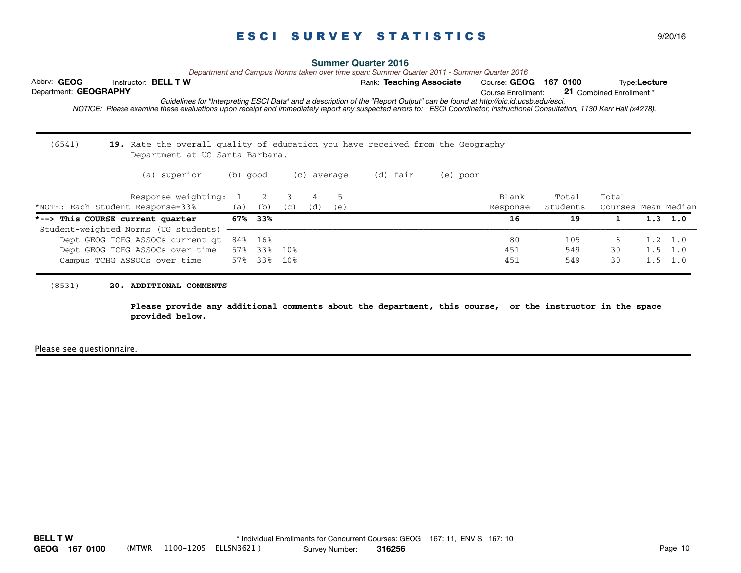# E S C I   S U R V E Y   S T A T I S T I C S

9/20/16

**Summer Quarter 2016**

*Department and Campus Norms taken over time span: Summer Quarter 2011 - Summer Quarter 2016*

Abbrv: **GEOG**  Instructor: **BELL T W**  Rank: **Teaching Associate**  Course: **GEOG 167 0100**  Type: **Lecture**

Department: **GEOGRAPHY**  Course Enrollment: **21** Combined Enrollment *

*Guidelines for "Interpreting ESCI Data" and a description of the "Report Output" can be found at http://oic.id.ucsb.edu/esci.*

*NOTICE: Please examine these evaluations upon receipt and immediately report any suspected errors to: ESCI Coordinator, Instructional Consultation, 1130 Kerr Hall (x4278).*

---

(6541) **19.** Rate the overall quality of education you have received from the Geography Department at UC Santa Barbara.

(a) superior (b) good (c) average (d) fair (e) poor

| Response weighting:<br>*NOTE: Each Student Response=33% | 1<br>(a) | 2<br>(b) | 3<br>(c) | 4<br>(d) | 5<br>(e) | Blank Response | Total Students | Total Courses | Mean | Median |
|---|---|---|---|---|---|---|---|---|---|---|
| ***--> This COURSE current quarter** | **67%** | **33%** | | | | **16** | **19** | **1** | **1.3** | **1.0** |
| Student-weighted Norms (UG students) | | | | | | | | | | |
| Dept GEOG TCHG ASSOCs current qt | 84% | 16% | | | | 80 | 105 | 6 | 1.2 | 1.0 |
| Dept GEOG TCHG ASSOCs over time | 57% | 33% | 10% | | | 451 | 549 | 30 | 1.5 | 1.0 |
| Campus TCHG ASSOCs over time | 57% | 33% | 10% | | | 451 | 549 | 30 | 1.5 | 1.0 |

(8531) **20. ADDITIONAL COMMENTS**

**Please provide any additional comments about the department, this course, or the instructor in the space provided below.**

Please see questionnaire.

---

**BELL T W**
**GEOG 167 0100** (MTWR 1100-1205 ELLSN3621) * Individual Enrollments for Concurrent Courses: GEOG 167: 11, ENV S 167: 10
Survey Number: **316256**